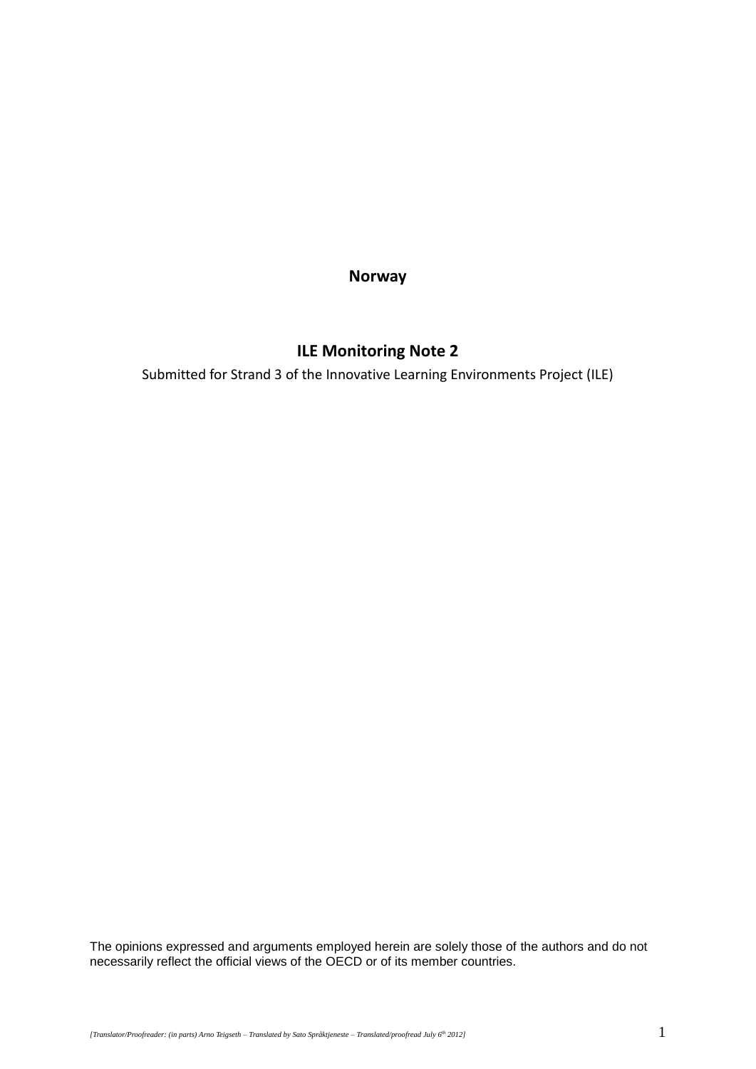**Norway**

# ILE Monitoring Note 2

Submitted for Strand 3 of the Innovative Learning Environments Project (ILE)

The opinions expressed and arguments employed herein are solely those of the authors and do not necessarily reflect the official views of the OECD or of its member countries.

*[Translator/Proofreader: (in parts) Arno Teigseth – Translated by Sato Språktjeneste – Translated/proofread July 6th 2012]*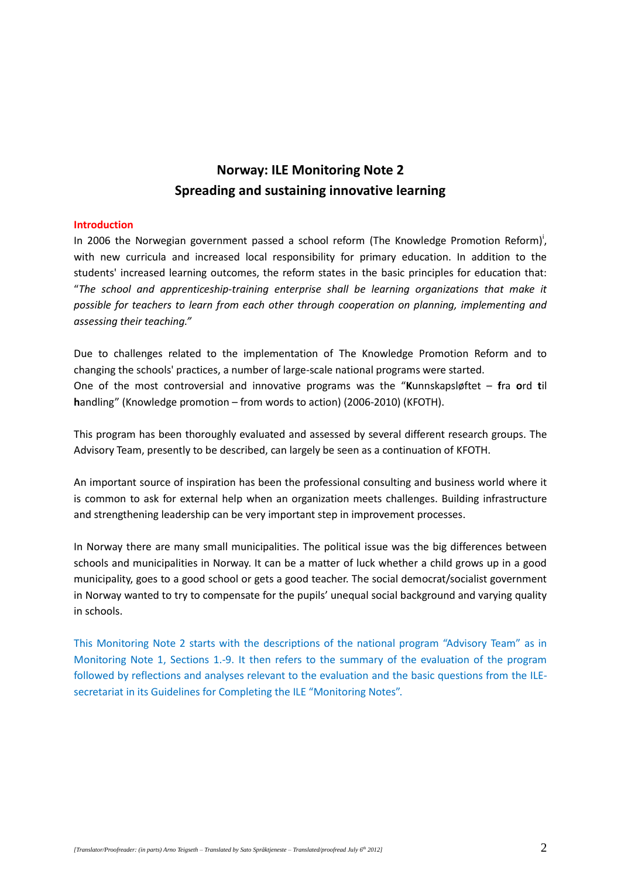# Norway: ILE Monitoring Note 2
# Spreading and sustaining innovative learning

## Introduction

In 2006 the Norwegian government passed a school reform (The Knowledge Promotion Reform)[i], with new curricula and increased local responsibility for primary education. In addition to the students' increased learning outcomes, the reform states in the basic principles for education that: "*The school and apprenticeship-training enterprise shall be learning organizations that make it possible for teachers to learn from each other through cooperation on planning, implementing and assessing their teaching.*"

Due to challenges related to the implementation of The Knowledge Promotion Reform and to changing the schools' practices, a number of large-scale national programs were started.
One of the most controversial and innovative programs was the "**K**unnskapsløftet – **f**ra **o**rd **t**il **h**andling" (Knowledge promotion – from words to action) (2006-2010) (KFOTH).

This program has been thoroughly evaluated and assessed by several different research groups. The Advisory Team, presently to be described, can largely be seen as a continuation of KFOTH.

An important source of inspiration has been the professional consulting and business world where it is common to ask for external help when an organization meets challenges. Building infrastructure and strengthening leadership can be very important step in improvement processes.

In Norway there are many small municipalities. The political issue was the big differences between schools and municipalities in Norway. It can be a matter of luck whether a child grows up in a good municipality, goes to a good school or gets a good teacher. The social democrat/socialist government in Norway wanted to try to compensate for the pupils' unequal social background and varying quality in schools.

This Monitoring Note 2 starts with the descriptions of the national program "Advisory Team" as in Monitoring Note 1, Sections 1.-9. It then refers to the summary of the evaluation of the program followed by reflections and analyses relevant to the evaluation and the basic questions from the ILE-secretariat in its Guidelines for Completing the ILE "Monitoring Notes".

*[Translator/Proofreader: (in parts) Arno Teigseth – Translated by Sato Språktjeneste – Translated/proofread July 6th 2012]*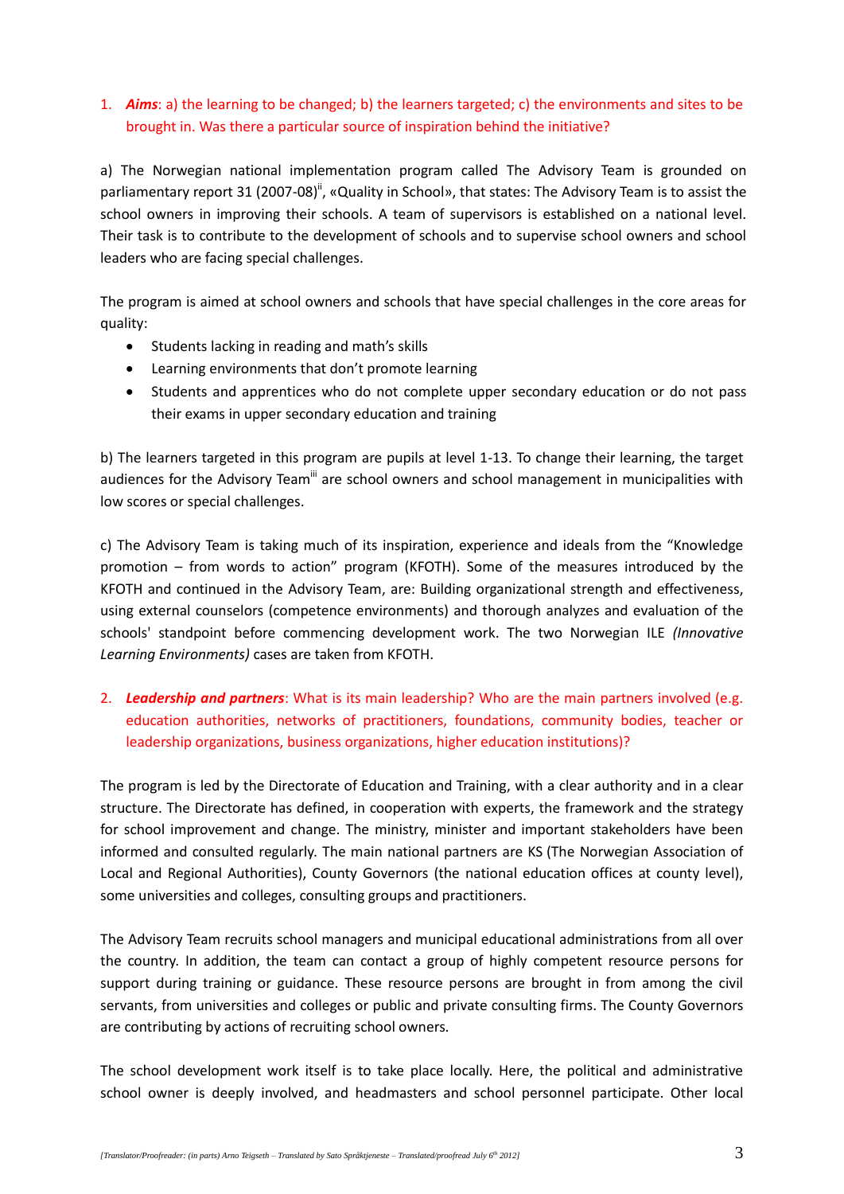1. ***Aims***: a) the learning to be changed; b) the learners targeted; c) the environments and sites to be brought in. Was there a particular source of inspiration behind the initiative?

a) The Norwegian national implementation program called The Advisory Team is grounded on parliamentary report 31 (2007-08)[ii], «Quality in School», that states: The Advisory Team is to assist the school owners in improving their schools. A team of supervisors is established on a national level. Their task is to contribute to the development of schools and to supervise school owners and school leaders who are facing special challenges.

The program is aimed at school owners and schools that have special challenges in the core areas for quality:

- Students lacking in reading and math's skills
- Learning environments that don't promote learning
- Students and apprentices who do not complete upper secondary education or do not pass their exams in upper secondary education and training

b) The learners targeted in this program are pupils at level 1-13. To change their learning, the target audiences for the Advisory Team[iii] are school owners and school management in municipalities with low scores or special challenges.

c) The Advisory Team is taking much of its inspiration, experience and ideals from the "Knowledge promotion – from words to action" program (KFOTH). Some of the measures introduced by the KFOTH and continued in the Advisory Team, are: Building organizational strength and effectiveness, using external counselors (competence environments) and thorough analyzes and evaluation of the schools' standpoint before commencing development work. The two Norwegian ILE *(Innovative Learning Environments)* cases are taken from KFOTH.

2. ***Leadership and partners***: What is its main leadership? Who are the main partners involved (e.g. education authorities, networks of practitioners, foundations, community bodies, teacher or leadership organizations, business organizations, higher education institutions)?

The program is led by the Directorate of Education and Training, with a clear authority and in a clear structure. The Directorate has defined, in cooperation with experts, the framework and the strategy for school improvement and change. The ministry, minister and important stakeholders have been informed and consulted regularly. The main national partners are KS (The Norwegian Association of Local and Regional Authorities), County Governors (the national education offices at county level), some universities and colleges, consulting groups and practitioners.

The Advisory Team recruits school managers and municipal educational administrations from all over the country. In addition, the team can contact a group of highly competent resource persons for support during training or guidance. These resource persons are brought in from among the civil servants, from universities and colleges or public and private consulting firms. The County Governors are contributing by actions of recruiting school owners.

The school development work itself is to take place locally. Here, the political and administrative school owner is deeply involved, and headmasters and school personnel participate. Other local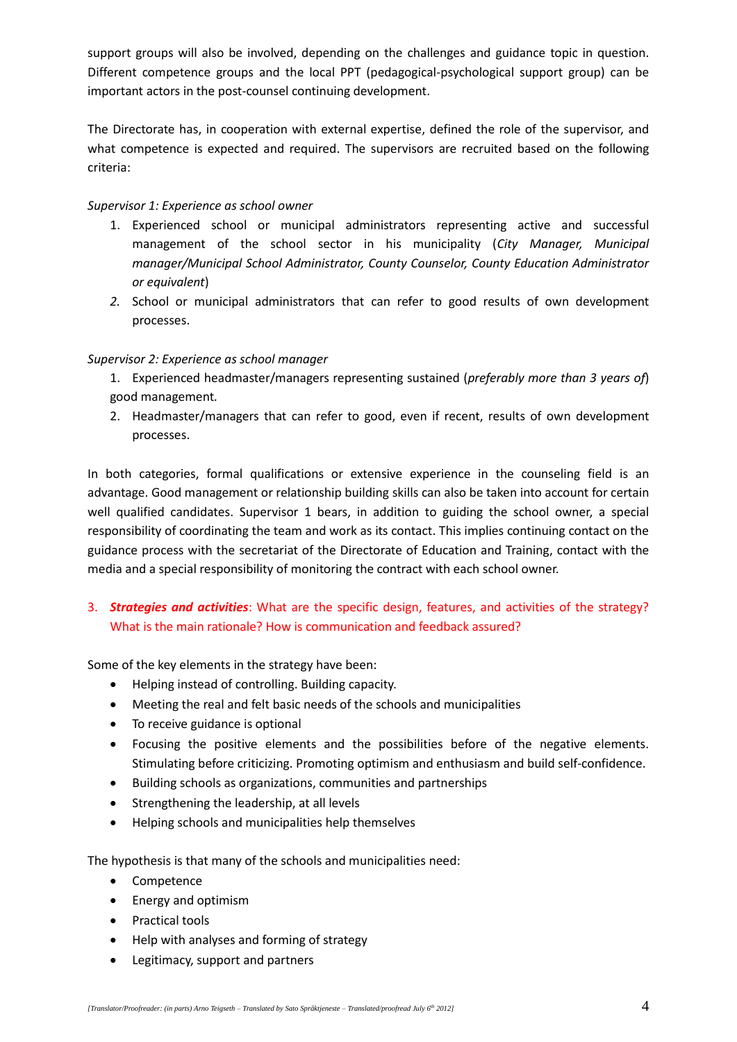support groups will also be involved, depending on the challenges and guidance topic in question. Different competence groups and the local PPT (pedagogical-psychological support group) can be important actors in the post-counsel continuing development.

The Directorate has, in cooperation with external expertise, defined the role of the supervisor, and what competence is expected and required. The supervisors are recruited based on the following criteria:

*Supervisor 1: Experience as school owner*

1. Experienced school or municipal administrators representing active and successful management of the school sector in his municipality (*City Manager, Municipal manager/Municipal School Administrator, County Counselor, County Education Administrator or equivalent*)
2. School or municipal administrators that can refer to good results of own development processes.

*Supervisor 2: Experience as school manager*

1. Experienced headmaster/managers representing sustained (*preferably more than 3 years of*) good management.
2. Headmaster/managers that can refer to good, even if recent, results of own development processes.

In both categories, formal qualifications or extensive experience in the counseling field is an advantage. Good management or relationship building skills can also be taken into account for certain well qualified candidates. Supervisor 1 bears, in addition to guiding the school owner, a special responsibility of coordinating the team and work as its contact. This implies continuing contact on the guidance process with the secretariat of the Directorate of Education and Training, contact with the media and a special responsibility of monitoring the contract with each school owner.

3. ***Strategies and activities***: What are the specific design, features, and activities of the strategy? What is the main rationale? How is communication and feedback assured?

Some of the key elements in the strategy have been:

- Helping instead of controlling. Building capacity.
- Meeting the real and felt basic needs of the schools and municipalities
- To receive guidance is optional
- Focusing the positive elements and the possibilities before of the negative elements. Stimulating before criticizing. Promoting optimism and enthusiasm and build self-confidence.
- Building schools as organizations, communities and partnerships
- Strengthening the leadership, at all levels
- Helping schools and municipalities help themselves

The hypothesis is that many of the schools and municipalities need:

- Competence
- Energy and optimism
- Practical tools
- Help with analyses and forming of strategy
- Legitimacy, support and partners

*[Translator/Proofreader: (in parts) Arno Teigseth – Translated by Sato Språktjeneste – Translated/proofread July 6th 2012]*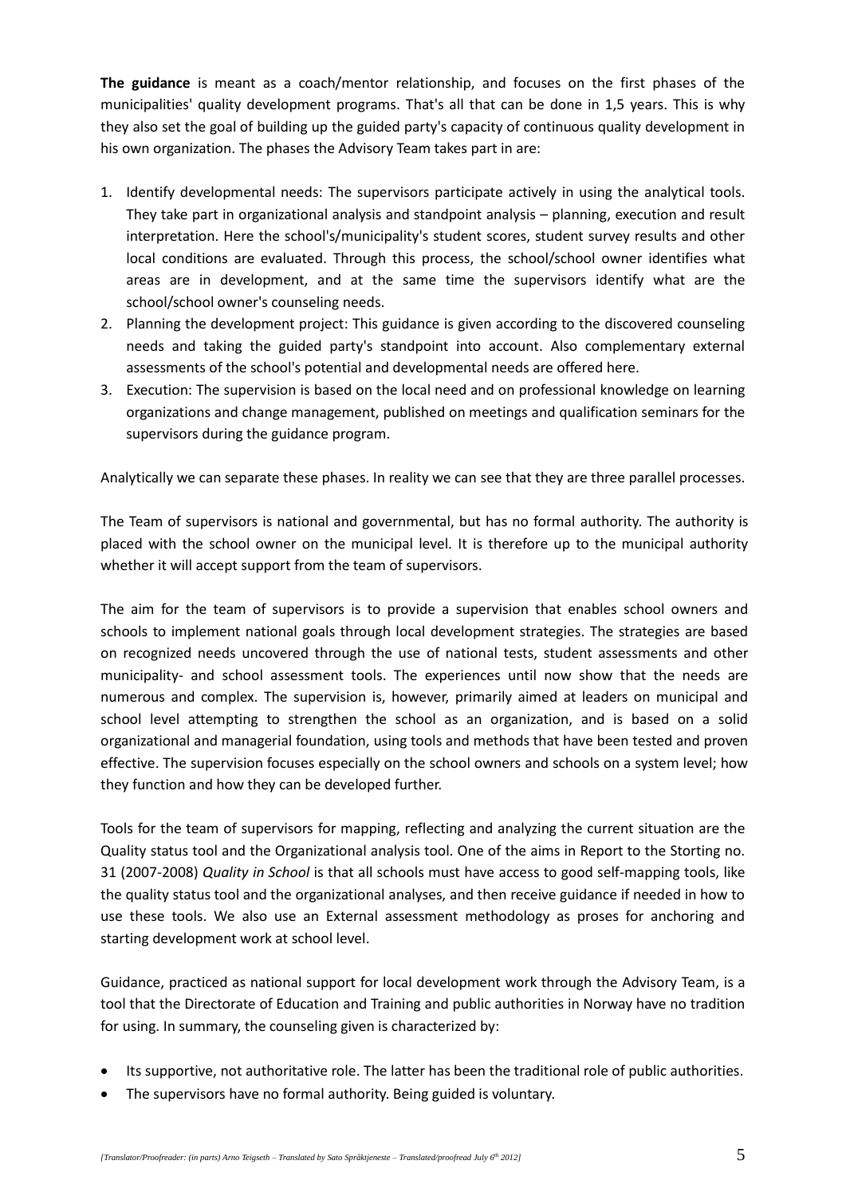**The guidance** is meant as a coach/mentor relationship, and focuses on the first phases of the municipalities' quality development programs. That's all that can be done in 1,5 years. This is why they also set the goal of building up the guided party's capacity of continuous quality development in his own organization. The phases the Advisory Team takes part in are:

1. Identify developmental needs: The supervisors participate actively in using the analytical tools. They take part in organizational analysis and standpoint analysis – planning, execution and result interpretation. Here the school's/municipality's student scores, student survey results and other local conditions are evaluated. Through this process, the school/school owner identifies what areas are in development, and at the same time the supervisors identify what are the school/school owner's counseling needs.
2. Planning the development project: This guidance is given according to the discovered counseling needs and taking the guided party's standpoint into account. Also complementary external assessments of the school's potential and developmental needs are offered here.
3. Execution: The supervision is based on the local need and on professional knowledge on learning organizations and change management, published on meetings and qualification seminars for the supervisors during the guidance program.

Analytically we can separate these phases. In reality we can see that they are three parallel processes.

The Team of supervisors is national and governmental, but has no formal authority. The authority is placed with the school owner on the municipal level. It is therefore up to the municipal authority whether it will accept support from the team of supervisors.

The aim for the team of supervisors is to provide a supervision that enables school owners and schools to implement national goals through local development strategies. The strategies are based on recognized needs uncovered through the use of national tests, student assessments and other municipality- and school assessment tools. The experiences until now show that the needs are numerous and complex. The supervision is, however, primarily aimed at leaders on municipal and school level attempting to strengthen the school as an organization, and is based on a solid organizational and managerial foundation, using tools and methods that have been tested and proven effective. The supervision focuses especially on the school owners and schools on a system level; how they function and how they can be developed further.

Tools for the team of supervisors for mapping, reflecting and analyzing the current situation are the Quality status tool and the Organizational analysis tool. One of the aims in Report to the Storting no. 31 (2007-2008) *Quality in School* is that all schools must have access to good self-mapping tools, like the quality status tool and the organizational analyses, and then receive guidance if needed in how to use these tools. We also use an External assessment methodology as proses for anchoring and starting development work at school level.

Guidance, practiced as national support for local development work through the Advisory Team, is a tool that the Directorate of Education and Training and public authorities in Norway have no tradition for using. In summary, the counseling given is characterized by:

- Its supportive, not authoritative role. The latter has been the traditional role of public authorities.
- The supervisors have no formal authority. Being guided is voluntary.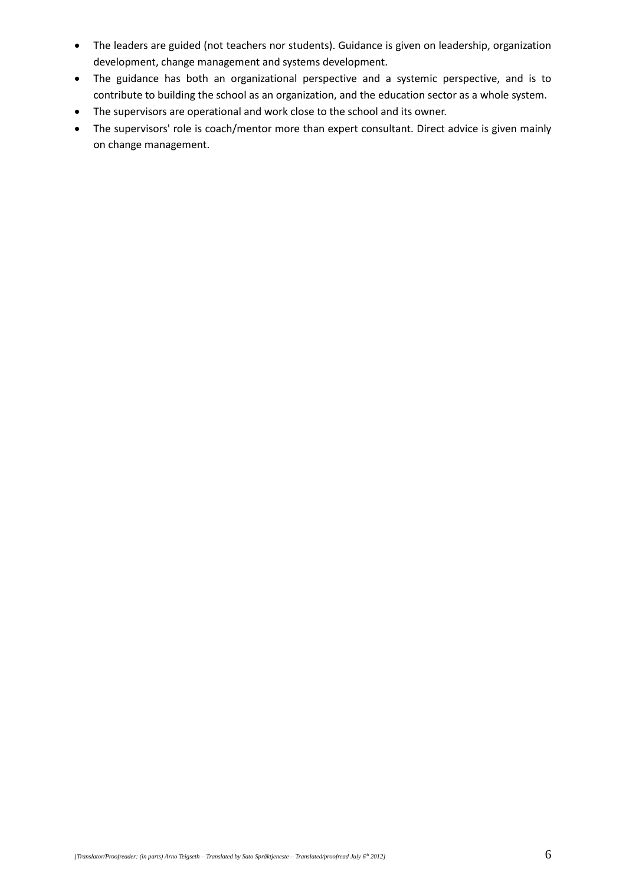- The leaders are guided (not teachers nor students). Guidance is given on leadership, organization development, change management and systems development.
- The guidance has both an organizational perspective and a systemic perspective, and is to contribute to building the school as an organization, and the education sector as a whole system.
- The supervisors are operational and work close to the school and its owner.
- The supervisors' role is coach/mentor more than expert consultant. Direct advice is given mainly on change management.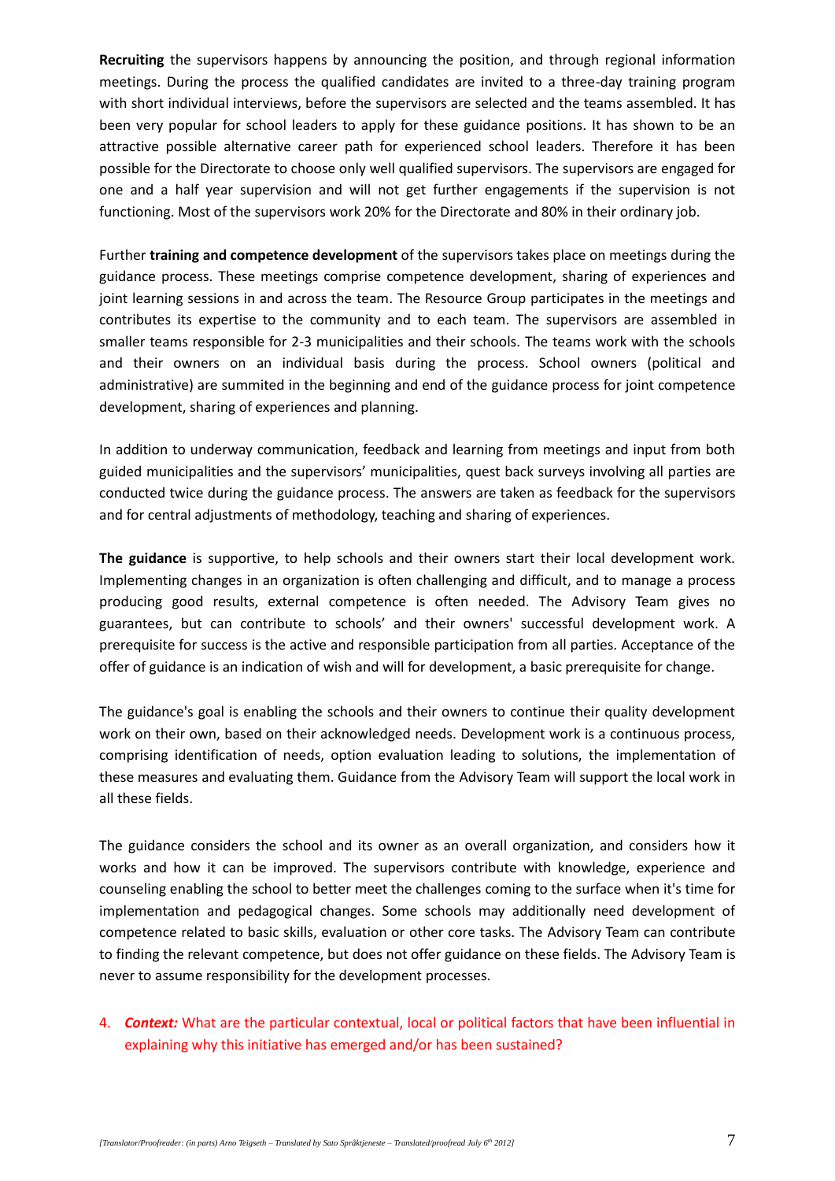**Recruiting** the supervisors happens by announcing the position, and through regional information meetings. During the process the qualified candidates are invited to a three-day training program with short individual interviews, before the supervisors are selected and the teams assembled. It has been very popular for school leaders to apply for these guidance positions. It has shown to be an attractive possible alternative career path for experienced school leaders. Therefore it has been possible for the Directorate to choose only well qualified supervisors. The supervisors are engaged for one and a half year supervision and will not get further engagements if the supervision is not functioning. Most of the supervisors work 20% for the Directorate and 80% in their ordinary job.

Further **training and competence development** of the supervisors takes place on meetings during the guidance process. These meetings comprise competence development, sharing of experiences and joint learning sessions in and across the team. The Resource Group participates in the meetings and contributes its expertise to the community and to each team. The supervisors are assembled in smaller teams responsible for 2-3 municipalities and their schools. The teams work with the schools and their owners on an individual basis during the process. School owners (political and administrative) are summited in the beginning and end of the guidance process for joint competence development, sharing of experiences and planning.

In addition to underway communication, feedback and learning from meetings and input from both guided municipalities and the supervisors' municipalities, quest back surveys involving all parties are conducted twice during the guidance process. The answers are taken as feedback for the supervisors and for central adjustments of methodology, teaching and sharing of experiences.

**The guidance** is supportive, to help schools and their owners start their local development work. Implementing changes in an organization is often challenging and difficult, and to manage a process producing good results, external competence is often needed. The Advisory Team gives no guarantees, but can contribute to schools' and their owners' successful development work. A prerequisite for success is the active and responsible participation from all parties. Acceptance of the offer of guidance is an indication of wish and will for development, a basic prerequisite for change.

The guidance's goal is enabling the schools and their owners to continue their quality development work on their own, based on their acknowledged needs. Development work is a continuous process, comprising identification of needs, option evaluation leading to solutions, the implementation of these measures and evaluating them. Guidance from the Advisory Team will support the local work in all these fields.

The guidance considers the school and its owner as an overall organization, and considers how it works and how it can be improved. The supervisors contribute with knowledge, experience and counseling enabling the school to better meet the challenges coming to the surface when it's time for implementation and pedagogical changes. Some schools may additionally need development of competence related to basic skills, evaluation or other core tasks. The Advisory Team can contribute to finding the relevant competence, but does not offer guidance on these fields. The Advisory Team is never to assume responsibility for the development processes.

4. ***Context:*** What are the particular contextual, local or political factors that have been influential in explaining why this initiative has emerged and/or has been sustained?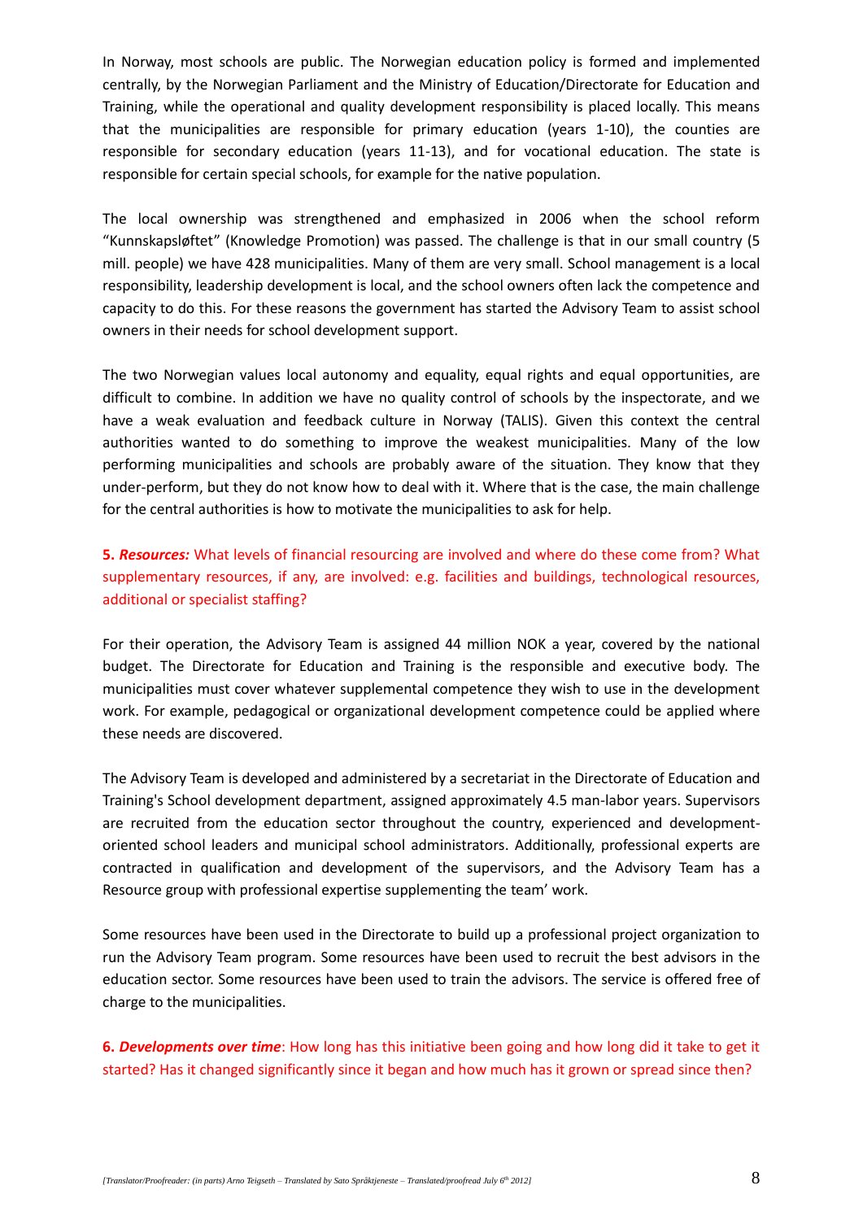In Norway, most schools are public. The Norwegian education policy is formed and implemented centrally, by the Norwegian Parliament and the Ministry of Education/Directorate for Education and Training, while the operational and quality development responsibility is placed locally. This means that the municipalities are responsible for primary education (years 1-10), the counties are responsible for secondary education (years 11-13), and for vocational education. The state is responsible for certain special schools, for example for the native population.

The local ownership was strengthened and emphasized in 2006 when the school reform "Kunnskapsløftet" (Knowledge Promotion) was passed. The challenge is that in our small country (5 mill. people) we have 428 municipalities. Many of them are very small. School management is a local responsibility, leadership development is local, and the school owners often lack the competence and capacity to do this. For these reasons the government has started the Advisory Team to assist school owners in their needs for school development support.

The two Norwegian values local autonomy and equality, equal rights and equal opportunities, are difficult to combine. In addition we have no quality control of schools by the inspectorate, and we have a weak evaluation and feedback culture in Norway (TALIS). Given this context the central authorities wanted to do something to improve the weakest municipalities. Many of the low performing municipalities and schools are probably aware of the situation. They know that they under-perform, but they do not know how to deal with it. Where that is the case, the main challenge for the central authorities is how to motivate the municipalities to ask for help.

**5. *Resources:*** What levels of financial resourcing are involved and where do these come from? What supplementary resources, if any, are involved: e.g. facilities and buildings, technological resources, additional or specialist staffing?

For their operation, the Advisory Team is assigned 44 million NOK a year, covered by the national budget. The Directorate for Education and Training is the responsible and executive body. The municipalities must cover whatever supplemental competence they wish to use in the development work. For example, pedagogical or organizational development competence could be applied where these needs are discovered.

The Advisory Team is developed and administered by a secretariat in the Directorate of Education and Training's School development department, assigned approximately 4.5 man-labor years. Supervisors are recruited from the education sector throughout the country, experienced and development-oriented school leaders and municipal school administrators. Additionally, professional experts are contracted in qualification and development of the supervisors, and the Advisory Team has a Resource group with professional expertise supplementing the team' work.

Some resources have been used in the Directorate to build up a professional project organization to run the Advisory Team program. Some resources have been used to recruit the best advisors in the education sector. Some resources have been used to train the advisors. The service is offered free of charge to the municipalities.

**6. *Developments over time*:** How long has this initiative been going and how long did it take to get it started? Has it changed significantly since it began and how much has it grown or spread since then?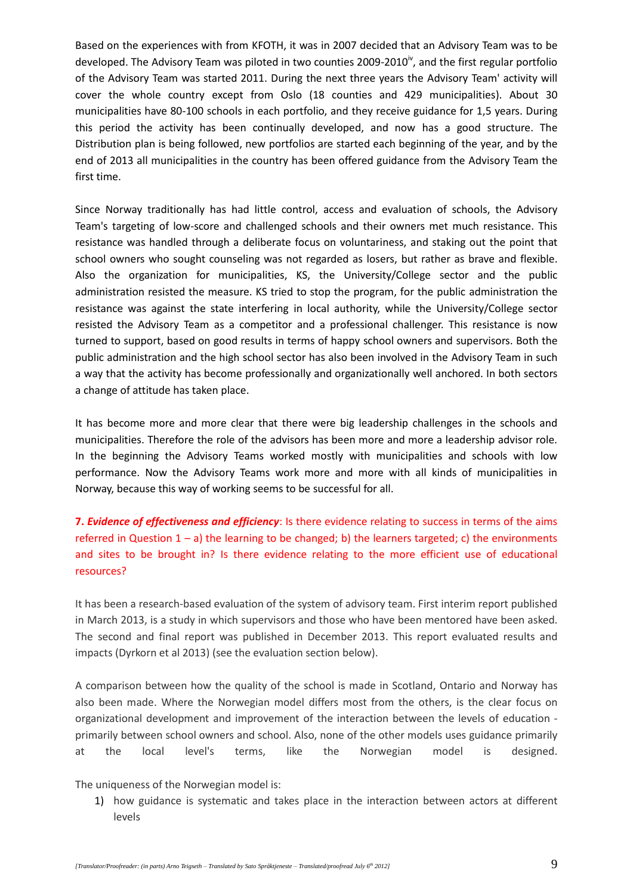Based on the experiences with from KFOTH, it was in 2007 decided that an Advisory Team was to be developed. The Advisory Team was piloted in two counties 2009-2010[iv], and the first regular portfolio of the Advisory Team was started 2011. During the next three years the Advisory Team' activity will cover the whole country except from Oslo (18 counties and 429 municipalities). About 30 municipalities have 80-100 schools in each portfolio, and they receive guidance for 1,5 years. During this period the activity has been continually developed, and now has a good structure. The Distribution plan is being followed, new portfolios are started each beginning of the year, and by the end of 2013 all municipalities in the country has been offered guidance from the Advisory Team the first time.

Since Norway traditionally has had little control, access and evaluation of schools, the Advisory Team's targeting of low-score and challenged schools and their owners met much resistance. This resistance was handled through a deliberate focus on voluntariness, and staking out the point that school owners who sought counseling was not regarded as losers, but rather as brave and flexible. Also the organization for municipalities, KS, the University/College sector and the public administration resisted the measure. KS tried to stop the program, for the public administration the resistance was against the state interfering in local authority, while the University/College sector resisted the Advisory Team as a competitor and a professional challenger. This resistance is now turned to support, based on good results in terms of happy school owners and supervisors. Both the public administration and the high school sector has also been involved in the Advisory Team in such a way that the activity has become professionally and organizationally well anchored. In both sectors a change of attitude has taken place.

It has become more and more clear that there were big leadership challenges in the schools and municipalities. Therefore the role of the advisors has been more and more a leadership advisor role. In the beginning the Advisory Teams worked mostly with municipalities and schools with low performance. Now the Advisory Teams work more and more with all kinds of municipalities in Norway, because this way of working seems to be successful for all.

**7. *Evidence of effectiveness and efficiency***: Is there evidence relating to success in terms of the aims referred in Question 1 – a) the learning to be changed; b) the learners targeted; c) the environments and sites to be brought in? Is there evidence relating to the more efficient use of educational resources?

It has been a research-based evaluation of the system of advisory team. First interim report published in March 2013, is a study in which supervisors and those who have been mentored have been asked. The second and final report was published in December 2013. This report evaluated results and impacts (Dyrkorn et al 2013) (see the evaluation section below).

A comparison between how the quality of the school is made in Scotland, Ontario and Norway has also been made. Where the Norwegian model differs most from the others, is the clear focus on organizational development and improvement of the interaction between the levels of education - primarily between school owners and school. Also, none of the other models uses guidance primarily at the local level's terms, like the Norwegian model is designed.

The uniqueness of the Norwegian model is:

1) how guidance is systematic and takes place in the interaction between actors at different levels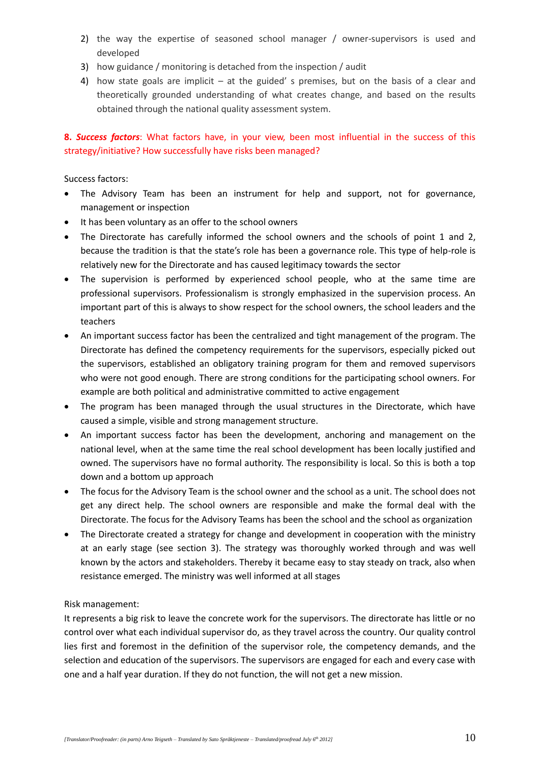2) the way the expertise of seasoned school manager / owner-supervisors is used and developed
3) how guidance / monitoring is detached from the inspection / audit
4) how state goals are implicit – at the guided' s premises, but on the basis of a clear and theoretically grounded understanding of what creates change, and based on the results obtained through the national quality assessment system.

**8. *Success factors*: What factors have, in your view, been most influential in the success of this strategy/initiative? How successfully have risks been managed?**

Success factors:

- The Advisory Team has been an instrument for help and support, not for governance, management or inspection
- It has been voluntary as an offer to the school owners
- The Directorate has carefully informed the school owners and the schools of point 1 and 2, because the tradition is that the state's role has been a governance role. This type of help-role is relatively new for the Directorate and has caused legitimacy towards the sector
- The supervision is performed by experienced school people, who at the same time are professional supervisors. Professionalism is strongly emphasized in the supervision process. An important part of this is always to show respect for the school owners, the school leaders and the teachers
- An important success factor has been the centralized and tight management of the program. The Directorate has defined the competency requirements for the supervisors, especially picked out the supervisors, established an obligatory training program for them and removed supervisors who were not good enough. There are strong conditions for the participating school owners. For example are both political and administrative committed to active engagement
- The program has been managed through the usual structures in the Directorate, which have caused a simple, visible and strong management structure.
- An important success factor has been the development, anchoring and management on the national level, when at the same time the real school development has been locally justified and owned. The supervisors have no formal authority. The responsibility is local. So this is both a top down and a bottom up approach
- The focus for the Advisory Team is the school owner and the school as a unit. The school does not get any direct help. The school owners are responsible and make the formal deal with the Directorate. The focus for the Advisory Teams has been the school and the school as organization
- The Directorate created a strategy for change and development in cooperation with the ministry at an early stage (see section 3). The strategy was thoroughly worked through and was well known by the actors and stakeholders. Thereby it became easy to stay steady on track, also when resistance emerged. The ministry was well informed at all stages

Risk management:

It represents a big risk to leave the concrete work for the supervisors. The directorate has little or no control over what each individual supervisor do, as they travel across the country. Our quality control lies first and foremost in the definition of the supervisor role, the competency demands, and the selection and education of the supervisors. The supervisors are engaged for each and every case with one and a half year duration. If they do not function, the will not get a new mission.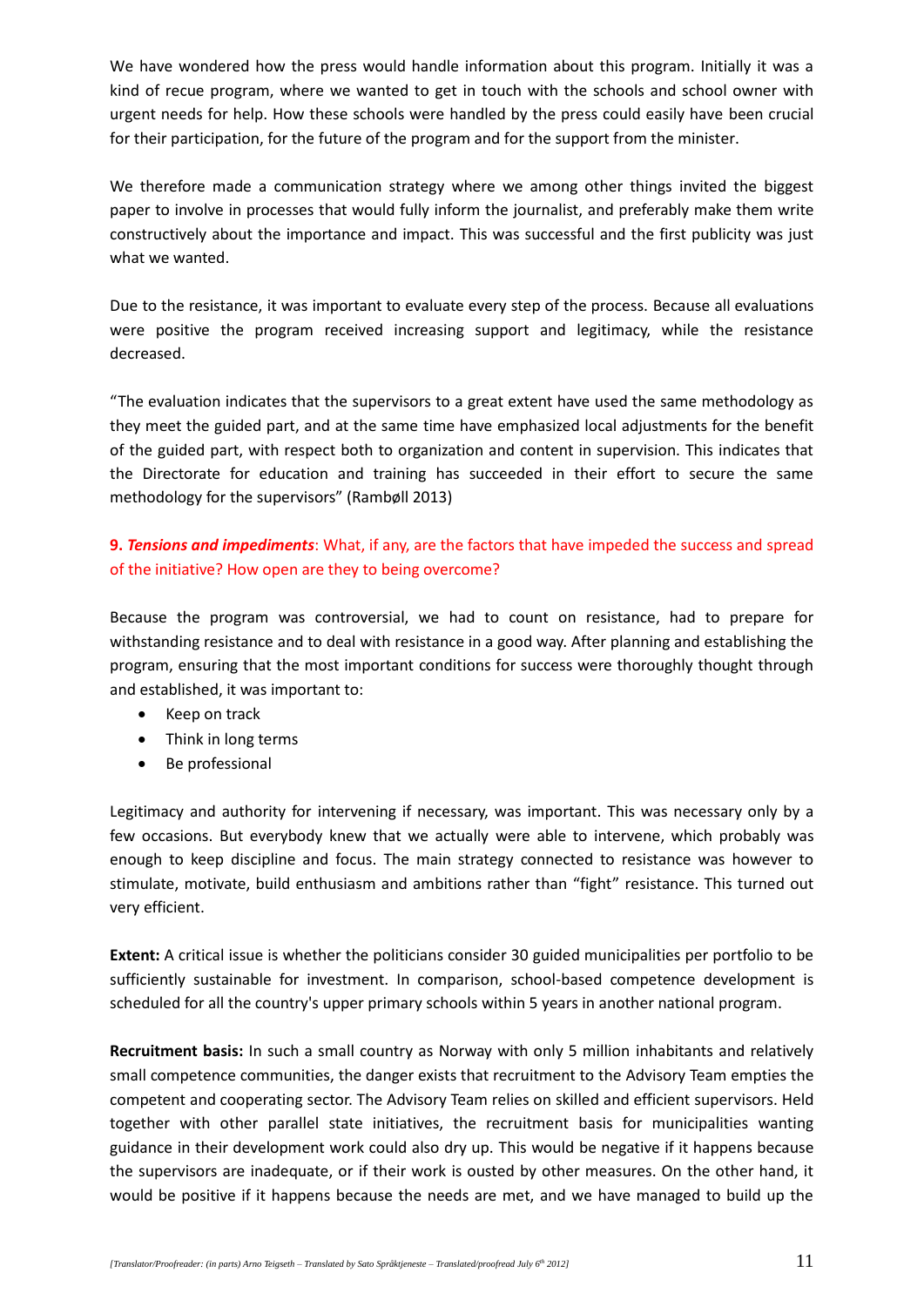We have wondered how the press would handle information about this program. Initially it was a kind of recue program, where we wanted to get in touch with the schools and school owner with urgent needs for help. How these schools were handled by the press could easily have been crucial for their participation, for the future of the program and for the support from the minister.

We therefore made a communication strategy where we among other things invited the biggest paper to involve in processes that would fully inform the journalist, and preferably make them write constructively about the importance and impact. This was successful and the first publicity was just what we wanted.

Due to the resistance, it was important to evaluate every step of the process. Because all evaluations were positive the program received increasing support and legitimacy, while the resistance decreased.

"The evaluation indicates that the supervisors to a great extent have used the same methodology as they meet the guided part, and at the same time have emphasized local adjustments for the benefit of the guided part, with respect both to organization and content in supervision. This indicates that the Directorate for education and training has succeeded in their effort to secure the same methodology for the supervisors" (Rambøll 2013)

**9. *Tensions and impediments***: What, if any, are the factors that have impeded the success and spread of the initiative? How open are they to being overcome?

Because the program was controversial, we had to count on resistance, had to prepare for withstanding resistance and to deal with resistance in a good way. After planning and establishing the program, ensuring that the most important conditions for success were thoroughly thought through and established, it was important to:

- Keep on track
- Think in long terms
- Be professional

Legitimacy and authority for intervening if necessary, was important. This was necessary only by a few occasions. But everybody knew that we actually were able to intervene, which probably was enough to keep discipline and focus. The main strategy connected to resistance was however to stimulate, motivate, build enthusiasm and ambitions rather than "fight" resistance. This turned out very efficient.

**Extent:** A critical issue is whether the politicians consider 30 guided municipalities per portfolio to be sufficiently sustainable for investment. In comparison, school-based competence development is scheduled for all the country's upper primary schools within 5 years in another national program.

**Recruitment basis:** In such a small country as Norway with only 5 million inhabitants and relatively small competence communities, the danger exists that recruitment to the Advisory Team empties the competent and cooperating sector. The Advisory Team relies on skilled and efficient supervisors. Held together with other parallel state initiatives, the recruitment basis for municipalities wanting guidance in their development work could also dry up. This would be negative if it happens because the supervisors are inadequate, or if their work is ousted by other measures. On the other hand, it would be positive if it happens because the needs are met, and we have managed to build up the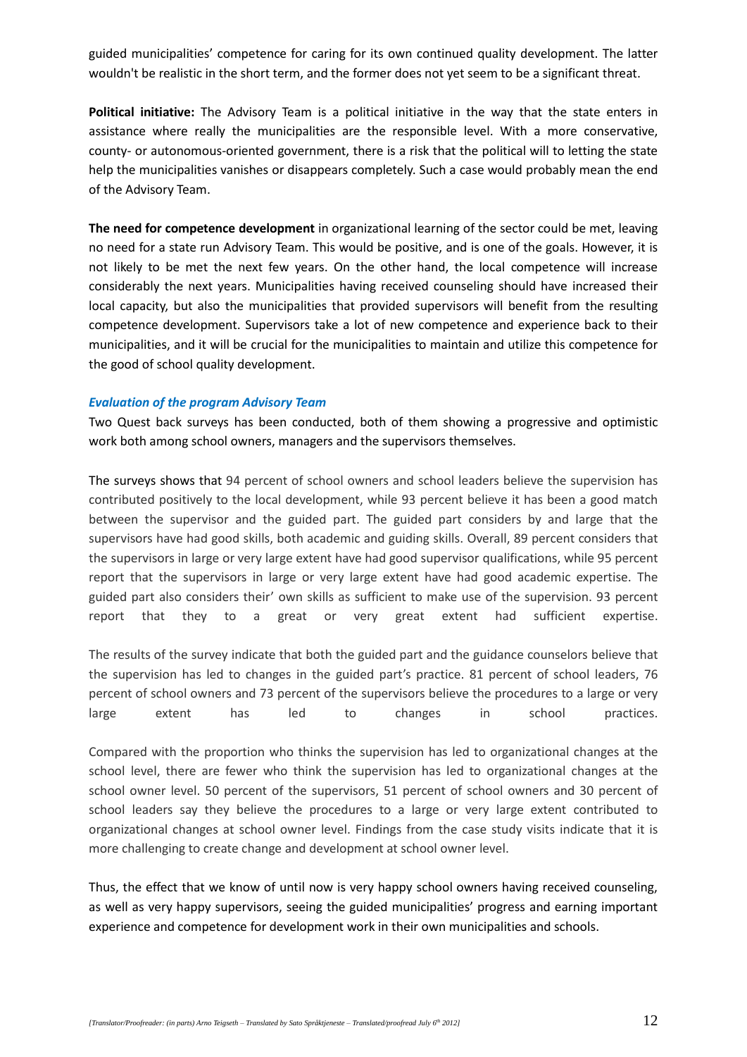guided municipalities' competence for caring for its own continued quality development. The latter wouldn't be realistic in the short term, and the former does not yet seem to be a significant threat.

**Political initiative:** The Advisory Team is a political initiative in the way that the state enters in assistance where really the municipalities are the responsible level. With a more conservative, county- or autonomous-oriented government, there is a risk that the political will to letting the state help the municipalities vanishes or disappears completely. Such a case would probably mean the end of the Advisory Team.

**The need for competence development** in organizational learning of the sector could be met, leaving no need for a state run Advisory Team. This would be positive, and is one of the goals. However, it is not likely to be met the next few years. On the other hand, the local competence will increase considerably the next years. Municipalities having received counseling should have increased their local capacity, but also the municipalities that provided supervisors will benefit from the resulting competence development. Supervisors take a lot of new competence and experience back to their municipalities, and it will be crucial for the municipalities to maintain and utilize this competence for the good of school quality development.

### *Evaluation of the program Advisory Team*

Two Quest back surveys has been conducted, both of them showing a progressive and optimistic work both among school owners, managers and the supervisors themselves.

The surveys shows that 94 percent of school owners and school leaders believe the supervision has contributed positively to the local development, while 93 percent believe it has been a good match between the supervisor and the guided part. The guided part considers by and large that the supervisors have had good skills, both academic and guiding skills. Overall, 89 percent considers that the supervisors in large or very large extent have had good supervisor qualifications, while 95 percent report that the supervisors in large or very large extent have had good academic expertise. The guided part also considers their' own skills as sufficient to make use of the supervision. 93 percent report that they to a great or very great extent had sufficient expertise.

The results of the survey indicate that both the guided part and the guidance counselors believe that the supervision has led to changes in the guided part's practice. 81 percent of school leaders, 76 percent of school owners and 73 percent of the supervisors believe the procedures to a large or very large extent has led to changes in school practices.

Compared with the proportion who thinks the supervision has led to organizational changes at the school level, there are fewer who think the supervision has led to organizational changes at the school owner level. 50 percent of the supervisors, 51 percent of school owners and 30 percent of school leaders say they believe the procedures to a large or very large extent contributed to organizational changes at school owner level. Findings from the case study visits indicate that it is more challenging to create change and development at school owner level.

Thus, the effect that we know of until now is very happy school owners having received counseling, as well as very happy supervisors, seeing the guided municipalities' progress and earning important experience and competence for development work in their own municipalities and schools.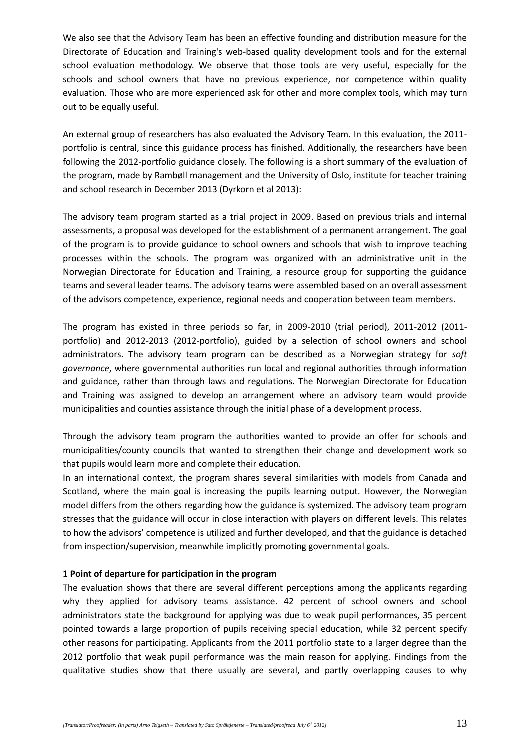We also see that the Advisory Team has been an effective founding and distribution measure for the Directorate of Education and Training's web-based quality development tools and for the external school evaluation methodology. We observe that those tools are very useful, especially for the schools and school owners that have no previous experience, nor competence within quality evaluation. Those who are more experienced ask for other and more complex tools, which may turn out to be equally useful.

An external group of researchers has also evaluated the Advisory Team. In this evaluation, the 2011-portfolio is central, since this guidance process has finished. Additionally, the researchers have been following the 2012-portfolio guidance closely. The following is a short summary of the evaluation of the program, made by Rambøll management and the University of Oslo, institute for teacher training and school research in December 2013 (Dyrkorn et al 2013):

The advisory team program started as a trial project in 2009. Based on previous trials and internal assessments, a proposal was developed for the establishment of a permanent arrangement. The goal of the program is to provide guidance to school owners and schools that wish to improve teaching processes within the schools. The program was organized with an administrative unit in the Norwegian Directorate for Education and Training, a resource group for supporting the guidance teams and several leader teams. The advisory teams were assembled based on an overall assessment of the advisors competence, experience, regional needs and cooperation between team members.

The program has existed in three periods so far, in 2009-2010 (trial period), 2011-2012 (2011-portfolio) and 2012-2013 (2012-portfolio), guided by a selection of school owners and school administrators. The advisory team program can be described as a Norwegian strategy for *soft governance*, where governmental authorities run local and regional authorities through information and guidance, rather than through laws and regulations. The Norwegian Directorate for Education and Training was assigned to develop an arrangement where an advisory team would provide municipalities and counties assistance through the initial phase of a development process.

Through the advisory team program the authorities wanted to provide an offer for schools and municipalities/county councils that wanted to strengthen their change and development work so that pupils would learn more and complete their education.
In an international context, the program shares several similarities with models from Canada and Scotland, where the main goal is increasing the pupils learning output. However, the Norwegian model differs from the others regarding how the guidance is systemized. The advisory team program stresses that the guidance will occur in close interaction with players on different levels. This relates to how the advisors' competence is utilized and further developed, and that the guidance is detached from inspection/supervision, meanwhile implicitly promoting governmental goals.

**1 Point of departure for participation in the program**

The evaluation shows that there are several different perceptions among the applicants regarding why they applied for advisory teams assistance. 42 percent of school owners and school administrators state the background for applying was due to weak pupil performances, 35 percent pointed towards a large proportion of pupils receiving special education, while 32 percent specify other reasons for participating. Applicants from the 2011 portfolio state to a larger degree than the 2012 portfolio that weak pupil performance was the main reason for applying. Findings from the qualitative studies show that there usually are several, and partly overlapping causes to why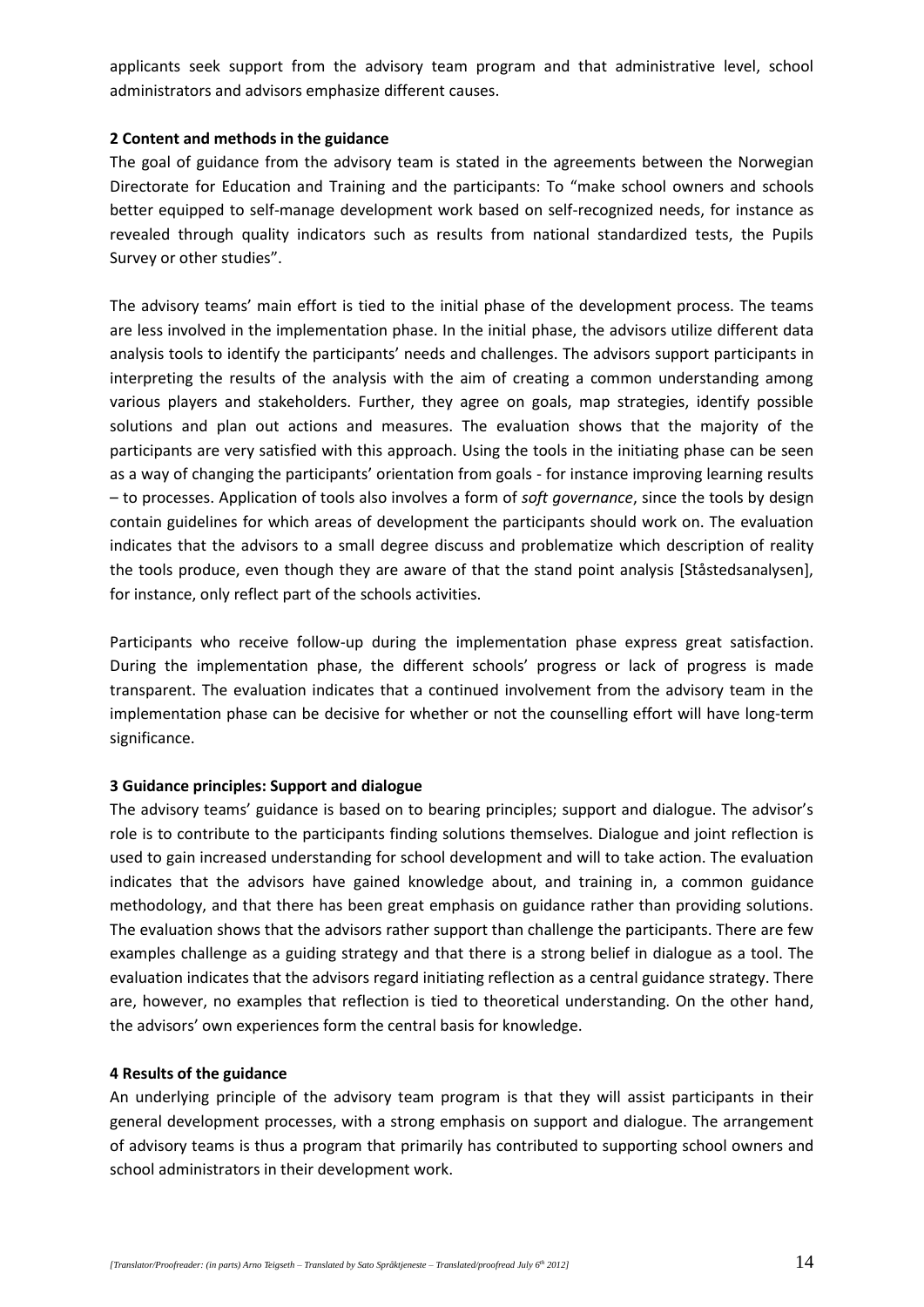applicants seek support from the advisory team program and that administrative level, school administrators and advisors emphasize different causes.

**2 Content and methods in the guidance**

The goal of guidance from the advisory team is stated in the agreements between the Norwegian Directorate for Education and Training and the participants: To "make school owners and schools better equipped to self-manage development work based on self-recognized needs, for instance as revealed through quality indicators such as results from national standardized tests, the Pupils Survey or other studies".

The advisory teams' main effort is tied to the initial phase of the development process. The teams are less involved in the implementation phase. In the initial phase, the advisors utilize different data analysis tools to identify the participants' needs and challenges. The advisors support participants in interpreting the results of the analysis with the aim of creating a common understanding among various players and stakeholders. Further, they agree on goals, map strategies, identify possible solutions and plan out actions and measures. The evaluation shows that the majority of the participants are very satisfied with this approach. Using the tools in the initiating phase can be seen as a way of changing the participants' orientation from goals - for instance improving learning results – to processes. Application of tools also involves a form of *soft governance*, since the tools by design contain guidelines for which areas of development the participants should work on. The evaluation indicates that the advisors to a small degree discuss and problematize which description of reality the tools produce, even though they are aware of that the stand point analysis [Ståstedsanalysen], for instance, only reflect part of the schools activities.

Participants who receive follow-up during the implementation phase express great satisfaction. During the implementation phase, the different schools' progress or lack of progress is made transparent. The evaluation indicates that a continued involvement from the advisory team in the implementation phase can be decisive for whether or not the counselling effort will have long-term significance.

**3 Guidance principles: Support and dialogue**

The advisory teams' guidance is based on to bearing principles; support and dialogue. The advisor's role is to contribute to the participants finding solutions themselves. Dialogue and joint reflection is used to gain increased understanding for school development and will to take action. The evaluation indicates that the advisors have gained knowledge about, and training in, a common guidance methodology, and that there has been great emphasis on guidance rather than providing solutions. The evaluation shows that the advisors rather support than challenge the participants. There are few examples challenge as a guiding strategy and that there is a strong belief in dialogue as a tool. The evaluation indicates that the advisors regard initiating reflection as a central guidance strategy. There are, however, no examples that reflection is tied to theoretical understanding. On the other hand, the advisors' own experiences form the central basis for knowledge.

**4 Results of the guidance**

An underlying principle of the advisory team program is that they will assist participants in their general development processes, with a strong emphasis on support and dialogue. The arrangement of advisory teams is thus a program that primarily has contributed to supporting school owners and school administrators in their development work.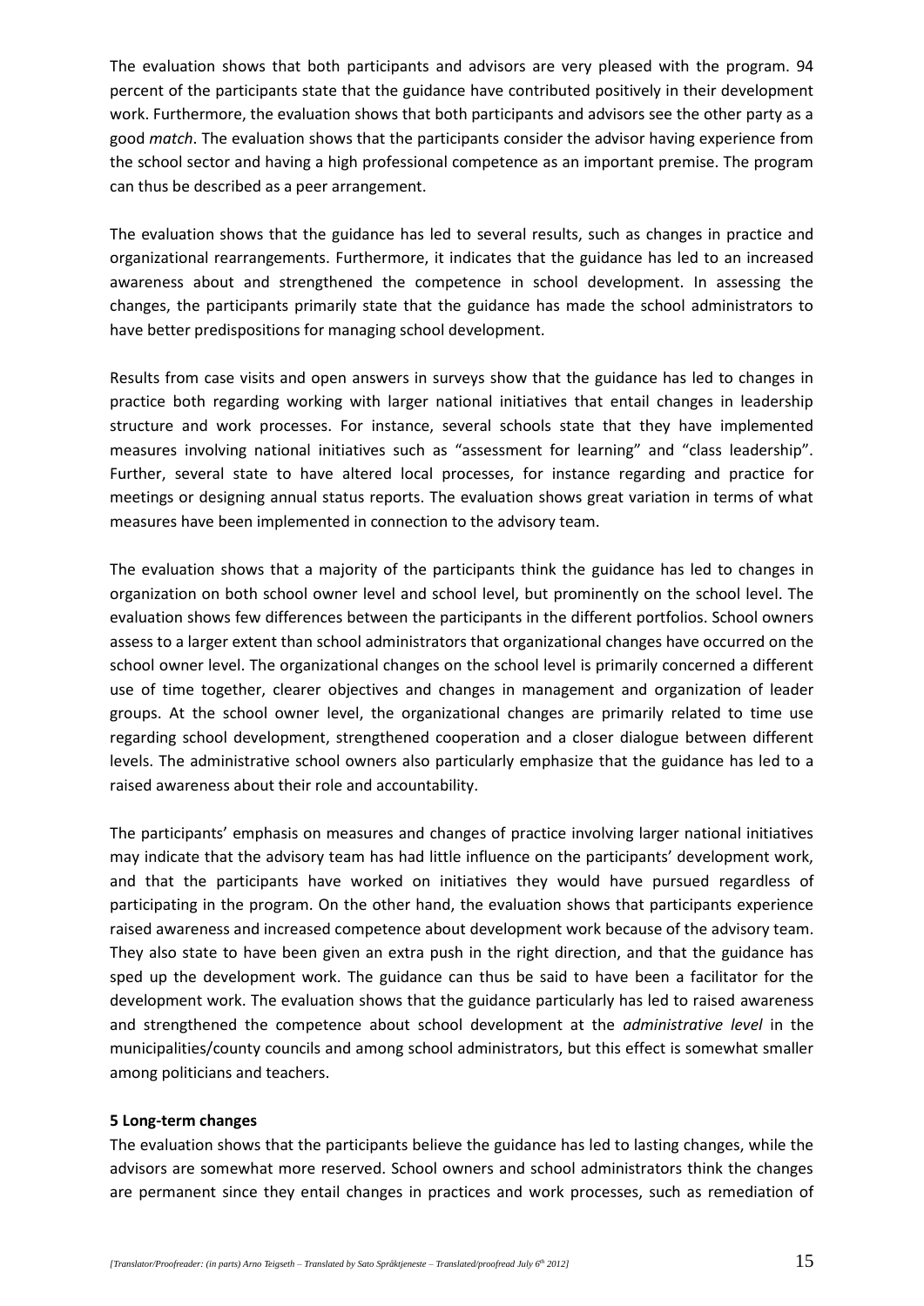The evaluation shows that both participants and advisors are very pleased with the program. 94 percent of the participants state that the guidance have contributed positively in their development work. Furthermore, the evaluation shows that both participants and advisors see the other party as a good *match*. The evaluation shows that the participants consider the advisor having experience from the school sector and having a high professional competence as an important premise. The program can thus be described as a peer arrangement.

The evaluation shows that the guidance has led to several results, such as changes in practice and organizational rearrangements. Furthermore, it indicates that the guidance has led to an increased awareness about and strengthened the competence in school development. In assessing the changes, the participants primarily state that the guidance has made the school administrators to have better predispositions for managing school development.

Results from case visits and open answers in surveys show that the guidance has led to changes in practice both regarding working with larger national initiatives that entail changes in leadership structure and work processes. For instance, several schools state that they have implemented measures involving national initiatives such as "assessment for learning" and "class leadership". Further, several state to have altered local processes, for instance regarding and practice for meetings or designing annual status reports. The evaluation shows great variation in terms of what measures have been implemented in connection to the advisory team.

The evaluation shows that a majority of the participants think the guidance has led to changes in organization on both school owner level and school level, but prominently on the school level. The evaluation shows few differences between the participants in the different portfolios. School owners assess to a larger extent than school administrators that organizational changes have occurred on the school owner level. The organizational changes on the school level is primarily concerned a different use of time together, clearer objectives and changes in management and organization of leader groups. At the school owner level, the organizational changes are primarily related to time use regarding school development, strengthened cooperation and a closer dialogue between different levels. The administrative school owners also particularly emphasize that the guidance has led to a raised awareness about their role and accountability.

The participants' emphasis on measures and changes of practice involving larger national initiatives may indicate that the advisory team has had little influence on the participants' development work, and that the participants have worked on initiatives they would have pursued regardless of participating in the program. On the other hand, the evaluation shows that participants experience raised awareness and increased competence about development work because of the advisory team. They also state to have been given an extra push in the right direction, and that the guidance has sped up the development work. The guidance can thus be said to have been a facilitator for the development work. The evaluation shows that the guidance particularly has led to raised awareness and strengthened the competence about school development at the *administrative level* in the municipalities/county councils and among school administrators, but this effect is somewhat smaller among politicians and teachers.

**5 Long-term changes**

The evaluation shows that the participants believe the guidance has led to lasting changes, while the advisors are somewhat more reserved. School owners and school administrators think the changes are permanent since they entail changes in practices and work processes, such as remediation of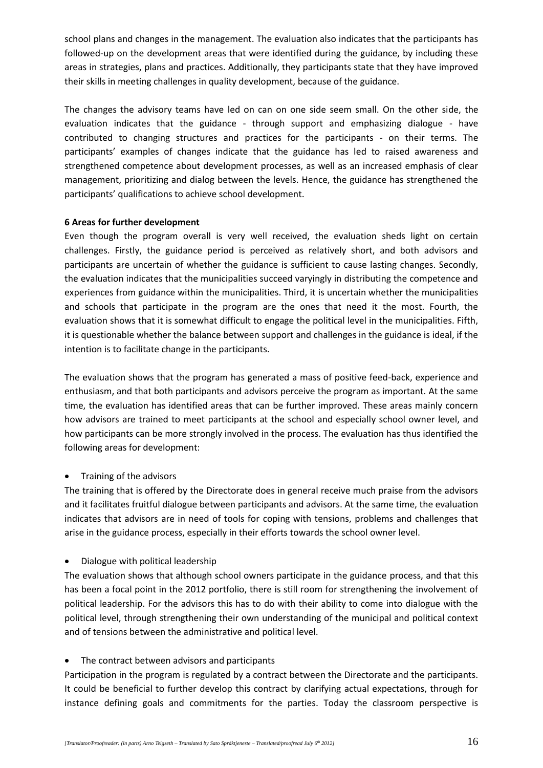school plans and changes in the management. The evaluation also indicates that the participants has followed-up on the development areas that were identified during the guidance, by including these areas in strategies, plans and practices. Additionally, they participants state that they have improved their skills in meeting challenges in quality development, because of the guidance.

The changes the advisory teams have led on can on one side seem small. On the other side, the evaluation indicates that the guidance - through support and emphasizing dialogue - have contributed to changing structures and practices for the participants - on their terms. The participants' examples of changes indicate that the guidance has led to raised awareness and strengthened competence about development processes, as well as an increased emphasis of clear management, prioritizing and dialog between the levels. Hence, the guidance has strengthened the participants' qualifications to achieve school development.

## 6 Areas for further development

Even though the program overall is very well received, the evaluation sheds light on certain challenges. Firstly, the guidance period is perceived as relatively short, and both advisors and participants are uncertain of whether the guidance is sufficient to cause lasting changes. Secondly, the evaluation indicates that the municipalities succeed varyingly in distributing the competence and experiences from guidance within the municipalities. Third, it is uncertain whether the municipalities and schools that participate in the program are the ones that need it the most. Fourth, the evaluation shows that it is somewhat difficult to engage the political level in the municipalities. Fifth, it is questionable whether the balance between support and challenges in the guidance is ideal, if the intention is to facilitate change in the participants.

The evaluation shows that the program has generated a mass of positive feed-back, experience and enthusiasm, and that both participants and advisors perceive the program as important. At the same time, the evaluation has identified areas that can be further improved. These areas mainly concern how advisors are trained to meet participants at the school and especially school owner level, and how participants can be more strongly involved in the process. The evaluation has thus identified the following areas for development:

- Training of the advisors

The training that is offered by the Directorate does in general receive much praise from the advisors and it facilitates fruitful dialogue between participants and advisors. At the same time, the evaluation indicates that advisors are in need of tools for coping with tensions, problems and challenges that arise in the guidance process, especially in their efforts towards the school owner level.

- Dialogue with political leadership

The evaluation shows that although school owners participate in the guidance process, and that this has been a focal point in the 2012 portfolio, there is still room for strengthening the involvement of political leadership. For the advisors this has to do with their ability to come into dialogue with the political level, through strengthening their own understanding of the municipal and political context and of tensions between the administrative and political level.

- The contract between advisors and participants

Participation in the program is regulated by a contract between the Directorate and the participants. It could be beneficial to further develop this contract by clarifying actual expectations, through for instance defining goals and commitments for the parties. Today the classroom perspective is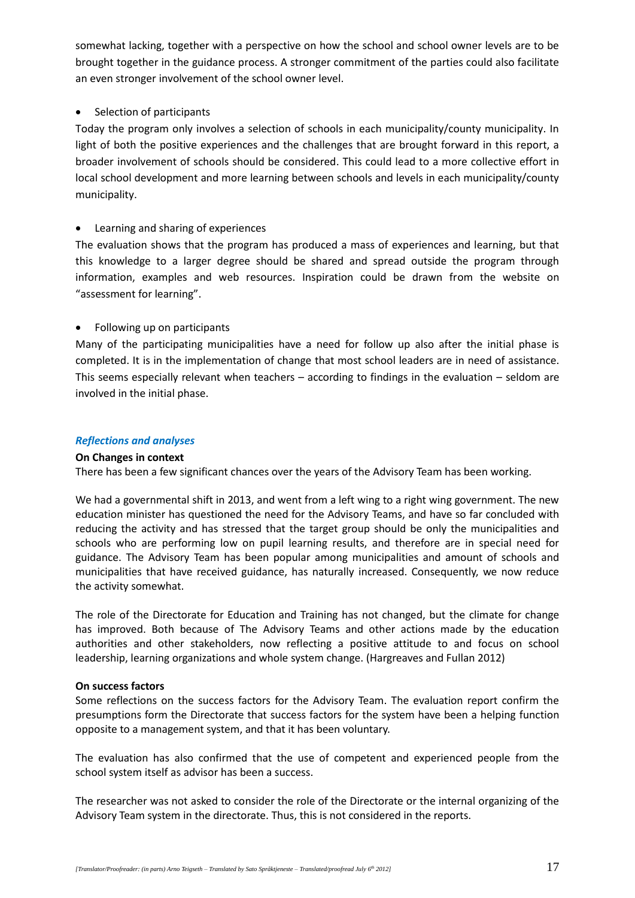somewhat lacking, together with a perspective on how the school and school owner levels are to be brought together in the guidance process. A stronger commitment of the parties could also facilitate an even stronger involvement of the school owner level.

- Selection of participants

Today the program only involves a selection of schools in each municipality/county municipality. In light of both the positive experiences and the challenges that are brought forward in this report, a broader involvement of schools should be considered. This could lead to a more collective effort in local school development and more learning between schools and levels in each municipality/county municipality.

- Learning and sharing of experiences

The evaluation shows that the program has produced a mass of experiences and learning, but that this knowledge to a larger degree should be shared and spread outside the program through information, examples and web resources. Inspiration could be drawn from the website on "assessment for learning".

- Following up on participants

Many of the participating municipalities have a need for follow up also after the initial phase is completed. It is in the implementation of change that most school leaders are in need of assistance. This seems especially relevant when teachers – according to findings in the evaluation – seldom are involved in the initial phase.

### *Reflections and analyses*

**On Changes in context**

There has been a few significant chances over the years of the Advisory Team has been working.

We had a governmental shift in 2013, and went from a left wing to a right wing government. The new education minister has questioned the need for the Advisory Teams, and have so far concluded with reducing the activity and has stressed that the target group should be only the municipalities and schools who are performing low on pupil learning results, and therefore are in special need for guidance. The Advisory Team has been popular among municipalities and amount of schools and municipalities that have received guidance, has naturally increased. Consequently, we now reduce the activity somewhat.

The role of the Directorate for Education and Training has not changed, but the climate for change has improved. Both because of The Advisory Teams and other actions made by the education authorities and other stakeholders, now reflecting a positive attitude to and focus on school leadership, learning organizations and whole system change. (Hargreaves and Fullan 2012)

**On success factors**

Some reflections on the success factors for the Advisory Team. The evaluation report confirm the presumptions form the Directorate that success factors for the system have been a helping function opposite to a management system, and that it has been voluntary.

The evaluation has also confirmed that the use of competent and experienced people from the school system itself as advisor has been a success.

The researcher was not asked to consider the role of the Directorate or the internal organizing of the Advisory Team system in the directorate. Thus, this is not considered in the reports.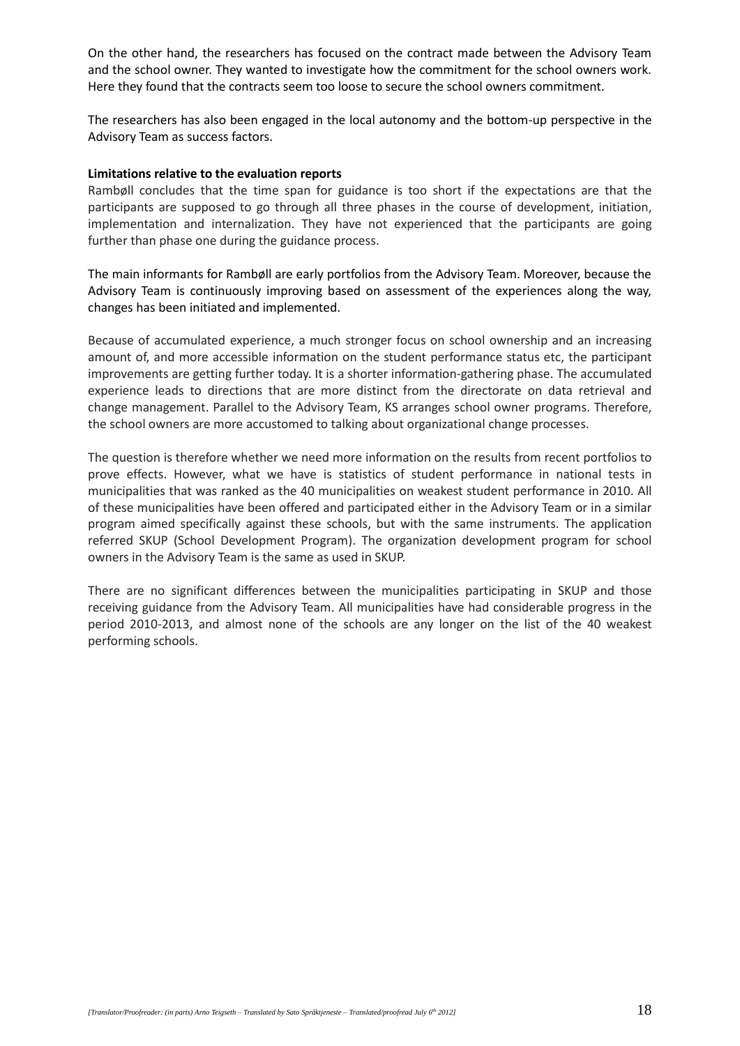On the other hand, the researchers has focused on the contract made between the Advisory Team and the school owner. They wanted to investigate how the commitment for the school owners work. Here they found that the contracts seem too loose to secure the school owners commitment.

The researchers has also been engaged in the local autonomy and the bottom-up perspective in the Advisory Team as success factors.

**Limitations relative to the evaluation reports**

Rambøll concludes that the time span for guidance is too short if the expectations are that the participants are supposed to go through all three phases in the course of development, initiation, implementation and internalization. They have not experienced that the participants are going further than phase one during the guidance process.

The main informants for Rambøll are early portfolios from the Advisory Team. Moreover, because the Advisory Team is continuously improving based on assessment of the experiences along the way, changes has been initiated and implemented.

Because of accumulated experience, a much stronger focus on school ownership and an increasing amount of, and more accessible information on the student performance status etc, the participant improvements are getting further today. It is a shorter information-gathering phase. The accumulated experience leads to directions that are more distinct from the directorate on data retrieval and change management. Parallel to the Advisory Team, KS arranges school owner programs. Therefore, the school owners are more accustomed to talking about organizational change processes.

The question is therefore whether we need more information on the results from recent portfolios to prove effects. However, what we have is statistics of student performance in national tests in municipalities that was ranked as the 40 municipalities on weakest student performance in 2010. All of these municipalities have been offered and participated either in the Advisory Team or in a similar program aimed specifically against these schools, but with the same instruments. The application referred SKUP (School Development Program). The organization development program for school owners in the Advisory Team is the same as used in SKUP.

There are no significant differences between the municipalities participating in SKUP and those receiving guidance from the Advisory Team. All municipalities have had considerable progress in the period 2010-2013, and almost none of the schools are any longer on the list of the 40 weakest performing schools.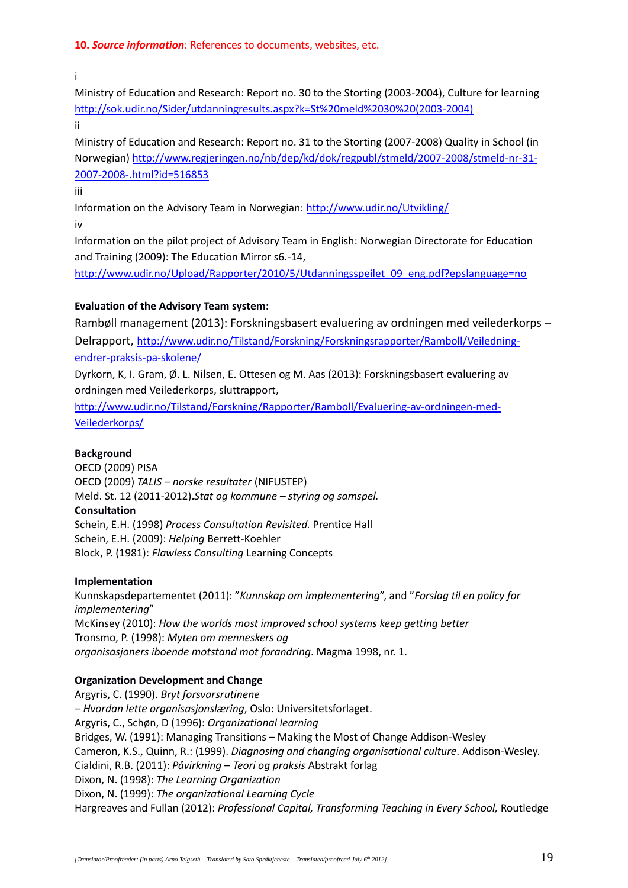**10. *Source information*: References to documents, websites, etc.**

---

i

Ministry of Education and Research: Report no. 30 to the Storting (2003-2004), Culture for learning http://sok.udir.no/Sider/utdanningresults.aspx?k=St%20meld%2030%20(2003-2004)

ii

Ministry of Education and Research: Report no. 31 to the Storting (2007-2008) Quality in School (in Norwegian) http://www.regjeringen.no/nb/dep/kd/dok/regpubl/stmeld/2007-2008/stmeld-nr-31-2007-2008-.html?id=516853

iii

Information on the Advisory Team in Norwegian: http://www.udir.no/Utvikling/

iv

Information on the pilot project of Advisory Team in English: Norwegian Directorate for Education and Training (2009): The Education Mirror s6.-14, http://www.udir.no/Upload/Rapporter/2010/5/Utdanningsspeilet_09_eng.pdf?epslanguage=no

**Evaluation of the Advisory Team system:**

Rambøll management (2013): Forskningsbasert evaluering av ordningen med veilederkorps – Delrapport, http://www.udir.no/Tilstand/Forskning/Forskningsrapporter/Ramboll/Veiledning-endrer-praksis-pa-skolene/

Dyrkorn, K, I. Gram, Ø. L. Nilsen, E. Ottesen og M. Aas (2013): Forskningsbasert evaluering av ordningen med Veilederkorps, sluttrapport, http://www.udir.no/Tilstand/Forskning/Rapporter/Ramboll/Evaluering-av-ordningen-med-Veilederkorps/

**Background**

OECD (2009) PISA
OECD (2009) *TALIS – norske resultater* (NIFUSTEP)
Meld. St. 12 (2011-2012).*Stat og kommune – styring og samspel.*

**Consultation**

Schein, E.H. (1998) *Process Consultation Revisited.* Prentice Hall
Schein, E.H. (2009): *Helping* Berrett-Koehler
Block, P. (1981): *Flawless Consulting* Learning Concepts

**Implementation**

Kunnskapsdepartementet (2011): "*Kunnskap om implementering*", and "*Forslag til en policy for implementering*"
McKinsey (2010): *How the worlds most improved school systems keep getting better*
Tronsmo, P. (1998): *Myten om menneskers og organisasjoners iboende motstand mot forandring*. Magma 1998, nr. 1.

**Organization Development and Change**

Argyris, C. (1990). *Bryt forsvarsrutinene – Hvordan lette organisasjonslæring*, Oslo: Universitetsforlaget.
Argyris, C., Schøn, D (1996): *Organizational learning*
Bridges, W. (1991): Managing Transitions – Making the Most of Change Addison-Wesley
Cameron, K.S., Quinn, R.: (1999). *Diagnosing and changing organisational culture*. Addison-Wesley.
Cialdini, R.B. (2011): *Påvirkning – Teori og praksis* Abstrakt forlag
Dixon, N. (1998): *The Learning Organization*
Dixon, N. (1999): *The organizational Learning Cycle*
Hargreaves and Fullan (2012): *Professional Capital, Transforming Teaching in Every School,* Routledge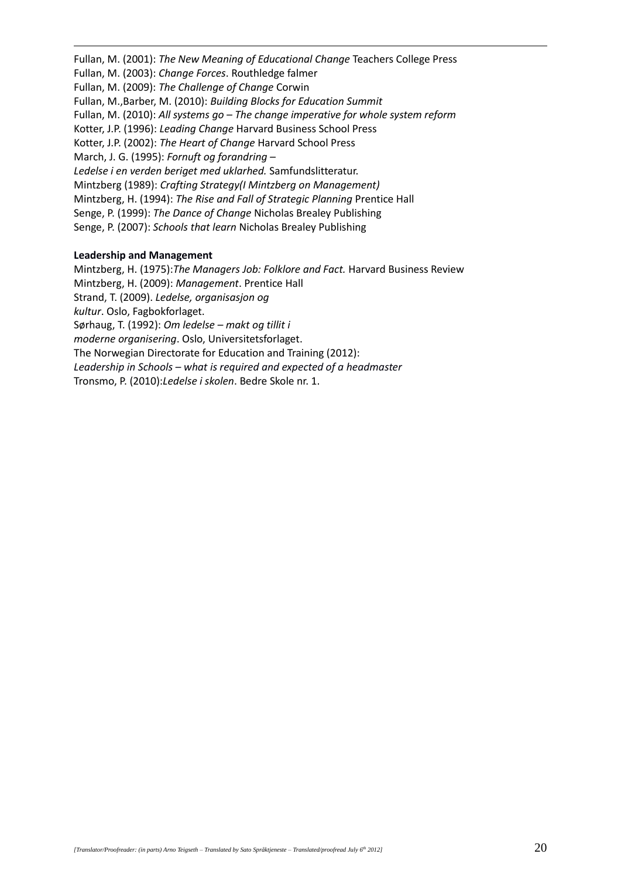Fullan, M. (2001): *The New Meaning of Educational Change* Teachers College Press
Fullan, M. (2003): *Change Forces*. Routhledge falmer
Fullan, M. (2009): *The Challenge of Change* Corwin
Fullan, M.,Barber, M. (2010): *Building Blocks for Education Summit*
Fullan, M. (2010): *All systems go – The change imperative for whole system reform*
Kotter, J.P. (1996): *Leading Change* Harvard Business School Press
Kotter, J.P. (2002): *The Heart of Change* Harvard School Press
March, J. G. (1995): *Fornuft og forandring –*
*Ledelse i en verden beriget med uklarhed.* Samfundslitteratur.
Mintzberg (1989): *Crafting Strategy(I Mintzberg on Management)*
Mintzberg, H. (1994): *The Rise and Fall of Strategic Planning* Prentice Hall
Senge, P. (1999): *The Dance of Change* Nicholas Brealey Publishing
Senge, P. (2007): *Schools that learn* Nicholas Brealey Publishing

**Leadership and Management**

Mintzberg, H. (1975):*The Managers Job: Folklore and Fact.* Harvard Business Review
Mintzberg, H. (2009): *Management*. Prentice Hall
Strand, T. (2009). *Ledelse, organisasjon og*
*kultur*. Oslo, Fagbokforlaget.
Sørhaug, T. (1992): *Om ledelse – makt og tillit i*
*moderne organisering*. Oslo, Universitetsforlaget.
The Norwegian Directorate for Education and Training (2012):
*Leadership in Schools – what is required and expected of a headmaster*
Tronsmo, P. (2010):*Ledelse i skolen*. Bedre Skole nr. 1.

*[Translator/Proofreader: (in parts) Arno Teigseth – Translated by Sato Språktjeneste – Translated/proofread July 6th 2012]*